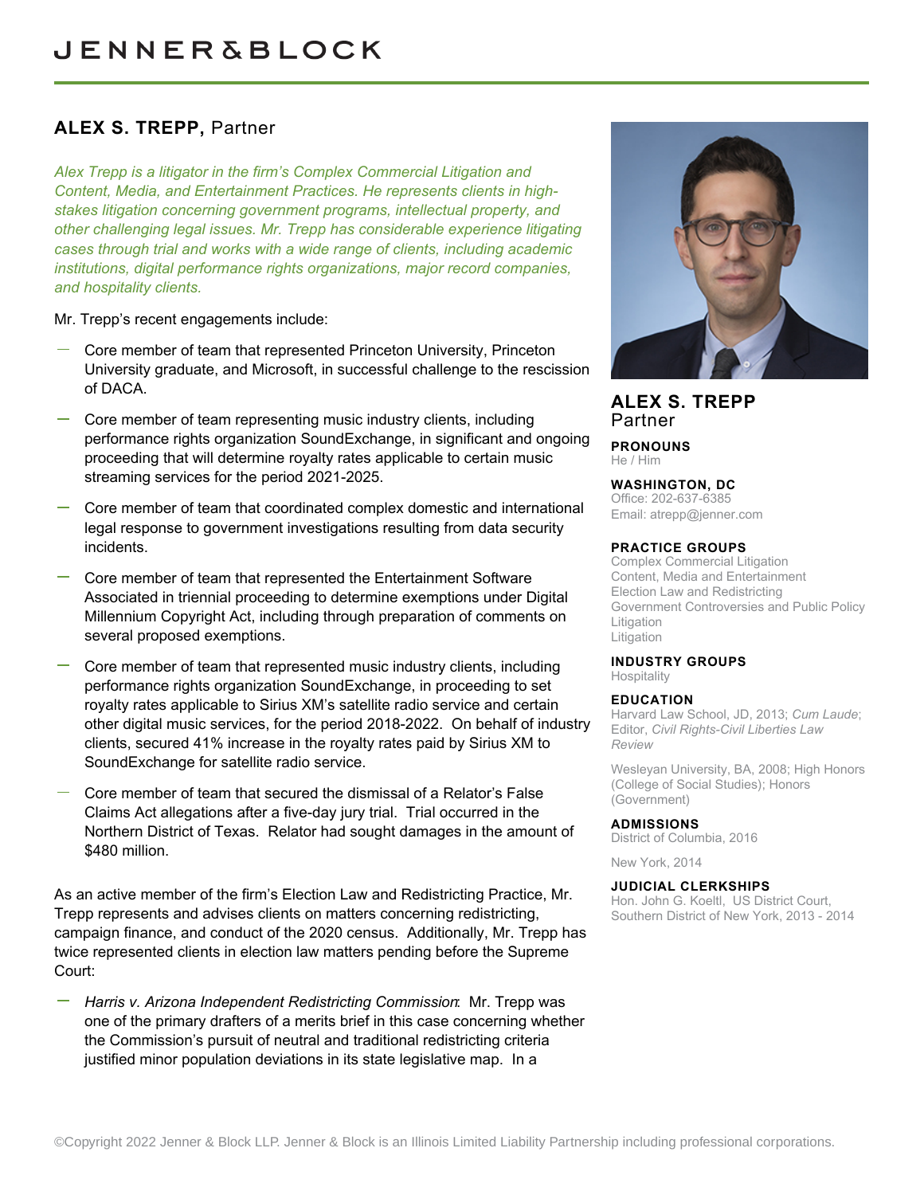# JENNER&BLOCK

## ALEX S. TREPP, Partner

*Alex Trepp is a litigator in the firm's Complex Commercial Litigation and Content, Media, and Entertainment Practices. He represents clients in high-stakes litigation concerning government programs, intellectual property, and other challenging legal issues. Mr. Trepp has considerable experience litigating cases through trial and works with a wide range of clients, including academic institutions, digital performance rights organizations, major record companies, and hospitality clients.*

Mr. Trepp's recent engagements include:

- Core member of team that represented Princeton University, Princeton University graduate, and Microsoft, in successful challenge to the rescission of DACA.
- Core member of team representing music industry clients, including performance rights organization SoundExchange, in significant and ongoing proceeding that will determine royalty rates applicable to certain music streaming services for the period 2021-2025.
- Core member of team that coordinated complex domestic and international legal response to government investigations resulting from data security incidents.
- Core member of team that represented the Entertainment Software Associated in triennial proceeding to determine exemptions under Digital Millennium Copyright Act, including through preparation of comments on several proposed exemptions.
- Core member of team that represented music industry clients, including performance rights organization SoundExchange, in proceeding to set royalty rates applicable to Sirius XM's satellite radio service and certain other digital music services, for the period 2018-2022. On behalf of industry clients, secured 41% increase in the royalty rates paid by Sirius XM to SoundExchange for satellite radio service.
- Core member of team that secured the dismissal of a Relator's False Claims Act allegations after a five-day jury trial. Trial occurred in the Northern District of Texas. Relator had sought damages in the amount of $480 million.

As an active member of the firm's Election Law and Redistricting Practice, Mr. Trepp represents and advises clients on matters concerning redistricting, campaign finance, and conduct of the 2020 census. Additionally, Mr. Trepp has twice represented clients in election law matters pending before the Supreme Court:

- *Harris v. Arizona Independent Redistricting Commission*: Mr. Trepp was one of the primary drafters of a merits brief in this case concerning whether the Commission's pursuit of neutral and traditional redistricting criteria justified minor population deviations in its state legislative map. In a

**ALEX S. TREPP**
Partner

**PRONOUNS**
He / Him

**WASHINGTON, DC**
Office: 202-637-6385
Email: atrepp@jenner.com

**PRACTICE GROUPS**
Complex Commercial Litigation
Content, Media and Entertainment
Election Law and Redistricting
Government Controversies and Public Policy Litigation
Litigation

**INDUSTRY GROUPS**
Hospitality

**EDUCATION**
Harvard Law School, JD, 2013; *Cum Laude*; Editor, *Civil Rights-Civil Liberties Law Review*

Wesleyan University, BA, 2008; High Honors (College of Social Studies); Honors (Government)

**ADMISSIONS**
District of Columbia, 2016

New York, 2014

**JUDICIAL CLERKSHIPS**
Hon. John G. Koeltl, US District Court, Southern District of New York, 2013 - 2014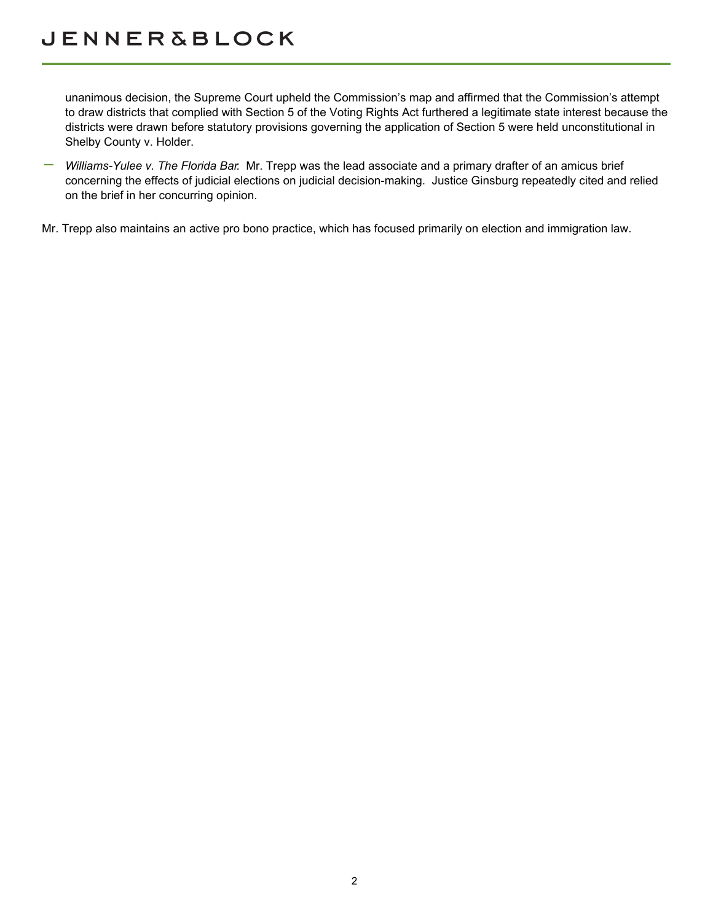unanimous decision, the Supreme Court upheld the Commission's map and affirmed that the Commission's attempt to draw districts that complied with Section 5 of the Voting Rights Act furthered a legitimate state interest because the districts were drawn before statutory provisions governing the application of Section 5 were held unconstitutional in Shelby County v. Holder.

- *Williams-Yulee v. The Florida Bar.* Mr. Trepp was the lead associate and a primary drafter of an amicus brief concerning the effects of judicial elections on judicial decision-making. Justice Ginsburg repeatedly cited and relied on the brief in her concurring opinion.

Mr. Trepp also maintains an active pro bono practice, which has focused primarily on election and immigration law.